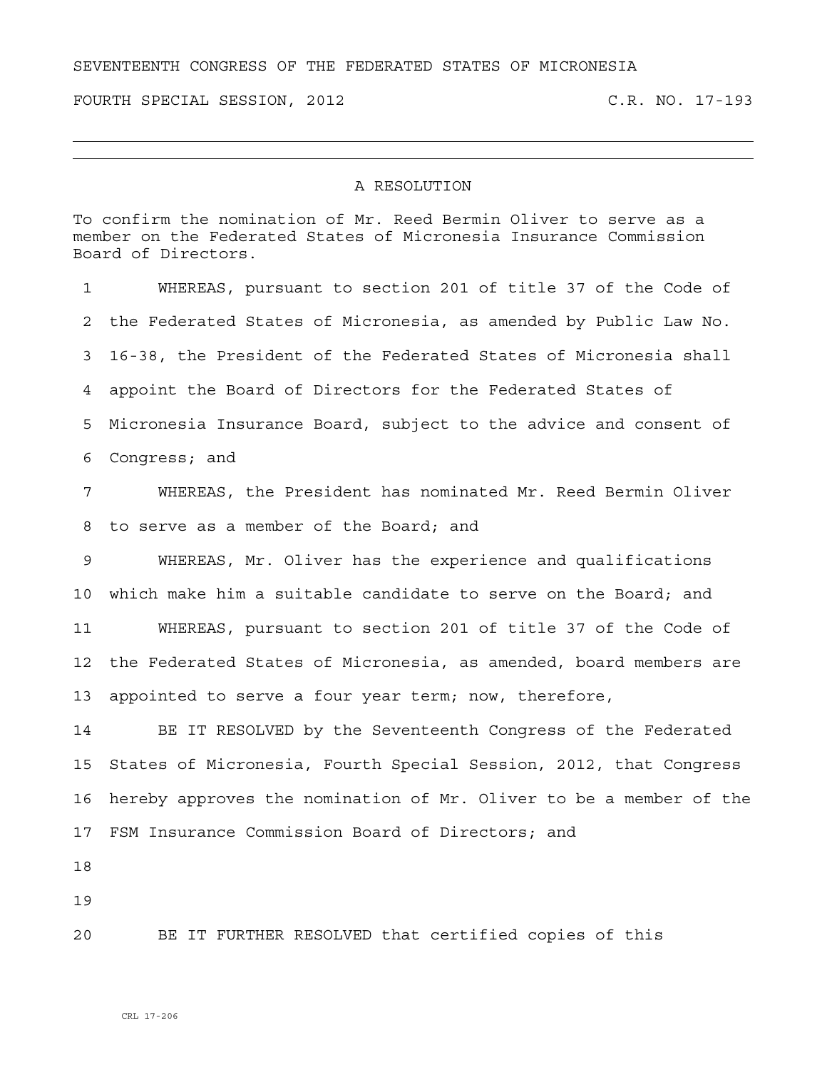SEVENTEENTH CONGRESS OF THE FEDERATED STATES OF MICRONESIA

FOURTH SPECIAL SESSION, 2012 C.R. NO. 17-193

---

## A RESOLUTION

To confirm the nomination of Mr. Reed Bermin Oliver to serve as a member on the Federated States of Micronesia Insurance Commission Board of Directors.

1 WHEREAS, pursuant to section 201 of title 37 of the Code of
2 the Federated States of Micronesia, as amended by Public Law No.
3 16-38, the President of the Federated States of Micronesia shall
4 appoint the Board of Directors for the Federated States of
5 Micronesia Insurance Board, subject to the advice and consent of
6 Congress; and

7 WHEREAS, the President has nominated Mr. Reed Bermin Oliver
8 to serve as a member of the Board; and

9 WHEREAS, Mr. Oliver has the experience and qualifications
10 which make him a suitable candidate to serve on the Board; and

11 WHEREAS, pursuant to section 201 of title 37 of the Code of
12 the Federated States of Micronesia, as amended, board members are
13 appointed to serve a four year term; now, therefore,

14 BE IT RESOLVED by the Seventeenth Congress of the Federated
15 States of Micronesia, Fourth Special Session, 2012, that Congress
16 hereby approves the nomination of Mr. Oliver to be a member of the
17 FSM Insurance Commission Board of Directors; and

18

19

20 BE IT FURTHER RESOLVED that certified copies of this

CRL 17-206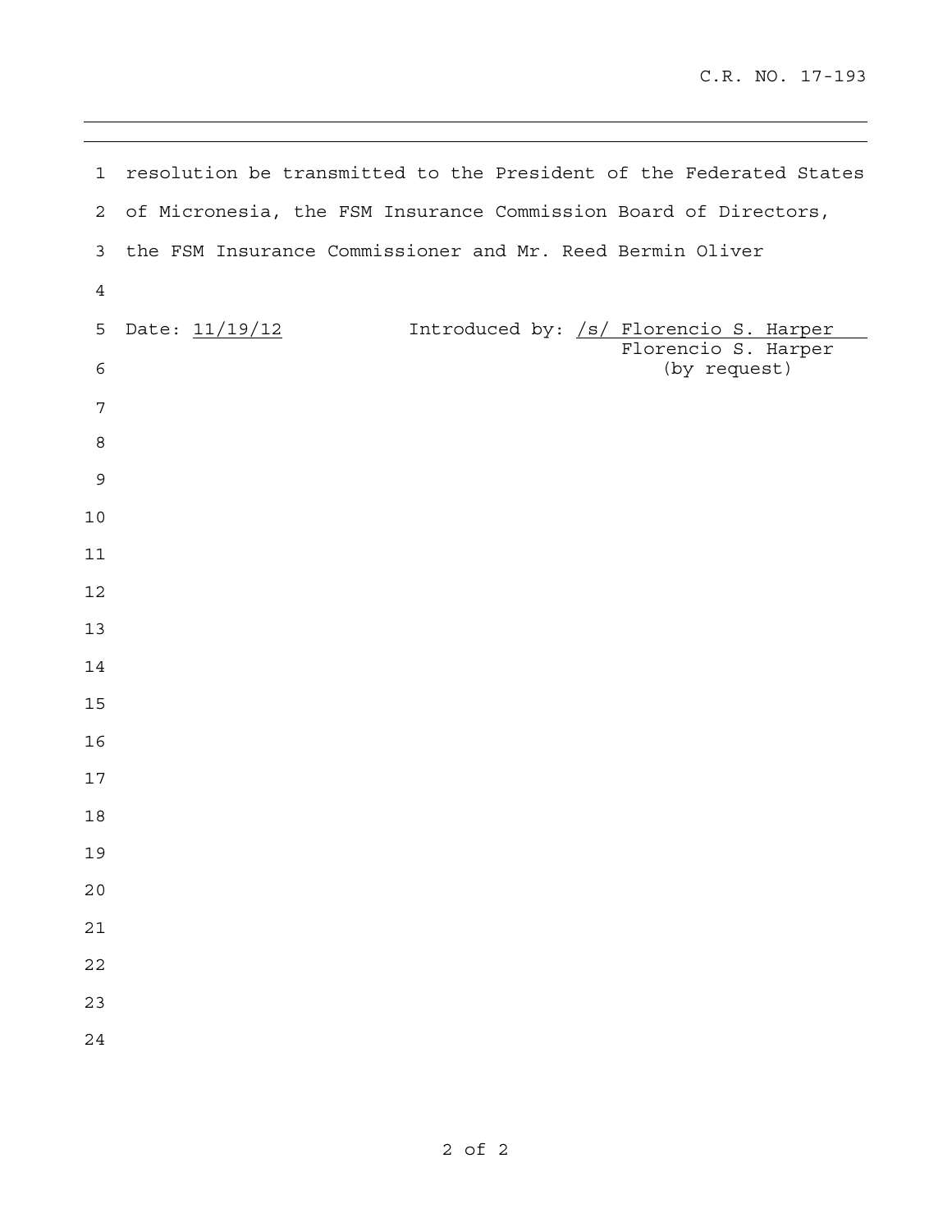resolution be transmitted to the President of the Federated States of Micronesia, the FSM Insurance Commission Board of Directors, the FSM Insurance Commissioner and Mr. Reed Bermin Oliver

Date: 11/19/12

Introduced by: /s/ Florencio S. Harper
Florencio S. Harper
(by request)